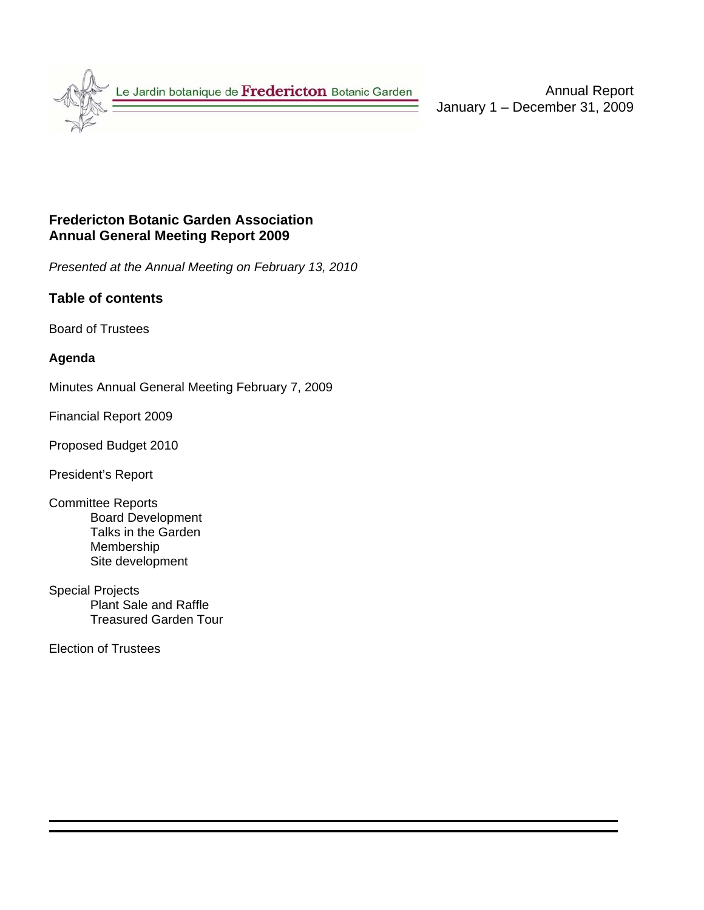Le Jardin botanique de **Fredericton** Botanic Garden

Annual Report
January 1 – December 31, 2009

# Fredericton Botanic Garden Association
# Annual General Meeting Report 2009

*Presented at the Annual Meeting on February 13, 2010*

## Table of contents

Board of Trustees

**Agenda**

Minutes Annual General Meeting February 7, 2009

Financial Report 2009

Proposed Budget 2010

President's Report

Committee Reports
- Board Development
- Talks in the Garden
- Membership
- Site development

Special Projects
- Plant Sale and Raffle
- Treasured Garden Tour

Election of Trustees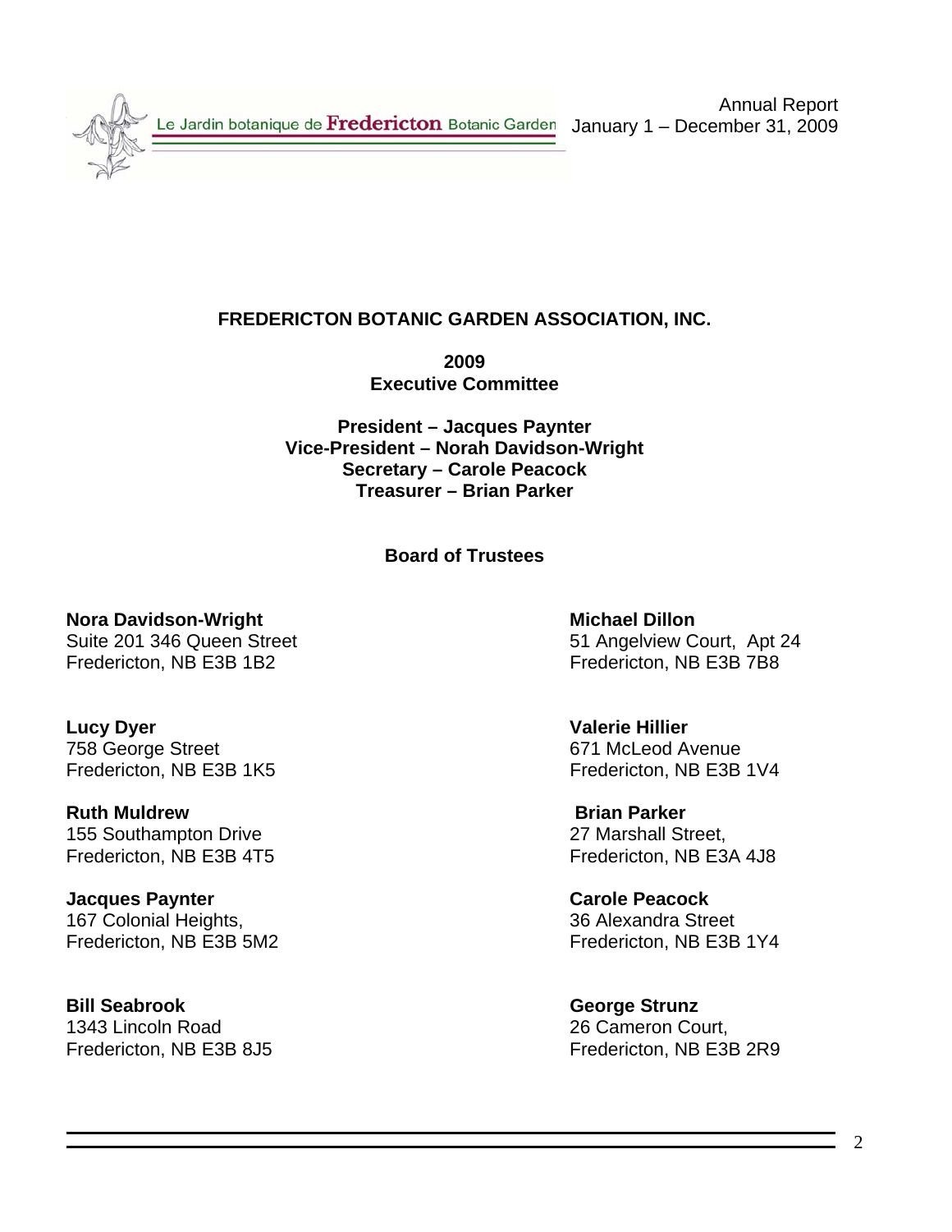Annual Report
January 1 – December 31, 2009

# FREDERICTON BOTANIC GARDEN ASSOCIATION, INC.

## 2009
## Executive Committee

**President – Jacques Paynter**
**Vice-President – Norah Davidson-Wright**
**Secretary – Carole Peacock**
**Treasurer – Brian Parker**

## Board of Trustees

**Nora Davidson-Wright**
Suite 201 346 Queen Street
Fredericton, NB E3B 1B2

**Michael Dillon**
51 Angelview Court, Apt 24
Fredericton, NB E3B 7B8

**Lucy Dyer**
758 George Street
Fredericton, NB E3B 1K5

**Valerie Hillier**
671 McLeod Avenue
Fredericton, NB E3B 1V4

**Ruth Muldrew**
155 Southampton Drive
Fredericton, NB E3B 4T5

**Brian Parker**
27 Marshall Street,
Fredericton, NB E3A 4J8

**Jacques Paynter**
167 Colonial Heights,
Fredericton, NB E3B 5M2

**Carole Peacock**
36 Alexandra Street
Fredericton, NB E3B 1Y4

**Bill Seabrook**
1343 Lincoln Road
Fredericton, NB E3B 8J5

**George Strunz**
26 Cameron Court,
Fredericton, NB E3B 2R9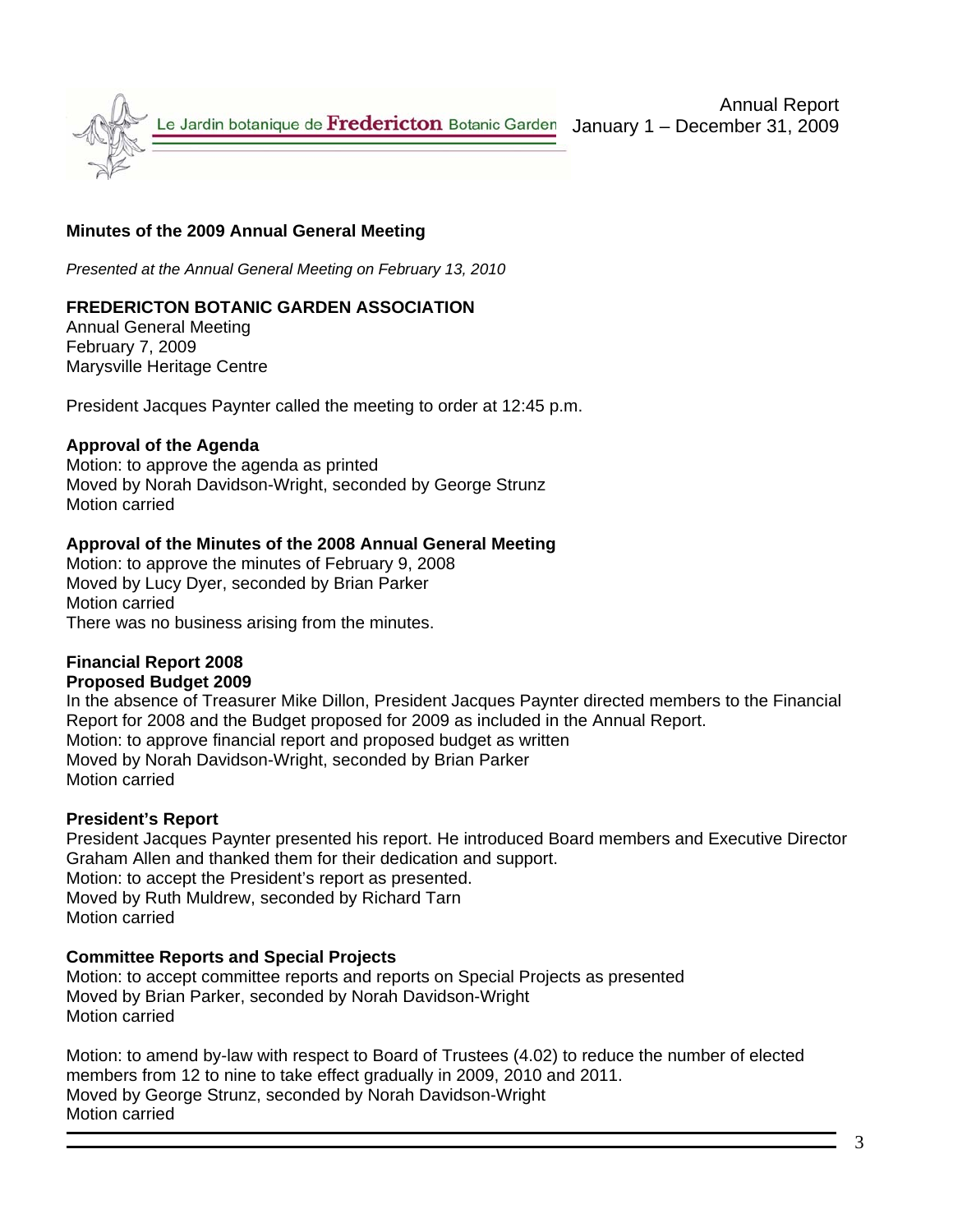## Minutes of the 2009 Annual General Meeting

*Presented at the Annual General Meeting on February 13, 2010*

### FREDERICTON BOTANIC GARDEN ASSOCIATION

Annual General Meeting
February 7, 2009
Marysville Heritage Centre

President Jacques Paynter called the meeting to order at 12:45 p.m.

**Approval of the Agenda**

Motion: to approve the agenda as printed
Moved by Norah Davidson-Wright, seconded by George Strunz
Motion carried

**Approval of the Minutes of the 2008 Annual General Meeting**

Motion: to approve the minutes of February 9, 2008
Moved by Lucy Dyer, seconded by Brian Parker
Motion carried
There was no business arising from the minutes.

**Financial Report 2008**
**Proposed Budget 2009**

In the absence of Treasurer Mike Dillon, President Jacques Paynter directed members to the Financial Report for 2008 and the Budget proposed for 2009 as included in the Annual Report.
Motion: to approve financial report and proposed budget as written
Moved by Norah Davidson-Wright, seconded by Brian Parker
Motion carried

**President's Report**

President Jacques Paynter presented his report. He introduced Board members and Executive Director Graham Allen and thanked them for their dedication and support.
Motion: to accept the President's report as presented.
Moved by Ruth Muldrew, seconded by Richard Tarn
Motion carried

**Committee Reports and Special Projects**

Motion: to accept committee reports and reports on Special Projects as presented
Moved by Brian Parker, seconded by Norah Davidson-Wright
Motion carried

Motion: to amend by-law with respect to Board of Trustees (4.02) to reduce the number of elected members from 12 to nine to take effect gradually in 2009, 2010 and 2011.
Moved by George Strunz, seconded by Norah Davidson-Wright
Motion carried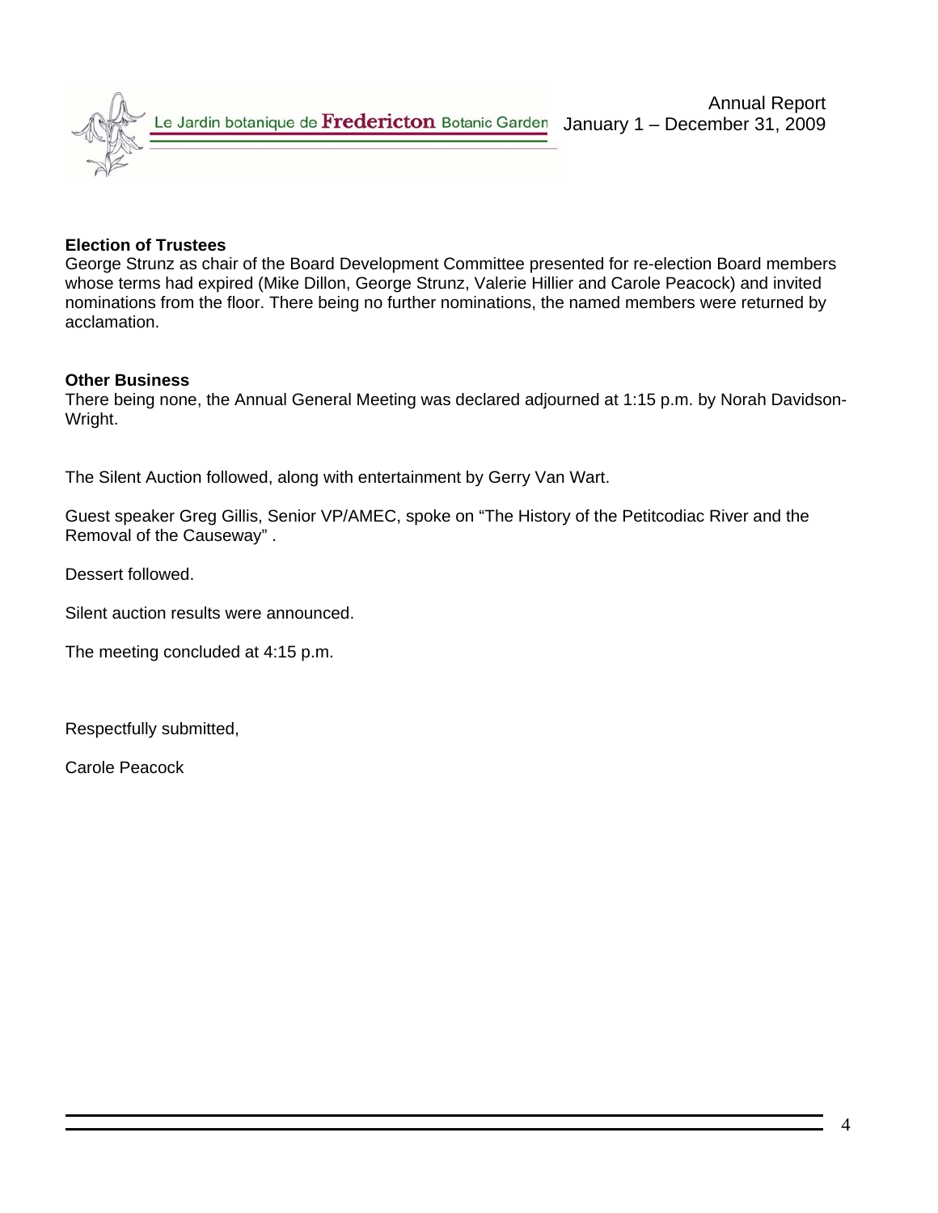**Election of Trustees**

George Strunz as chair of the Board Development Committee presented for re-election Board members whose terms had expired (Mike Dillon, George Strunz, Valerie Hillier and Carole Peacock) and invited nominations from the floor. There being no further nominations, the named members were returned by acclamation.

**Other Business**

There being none, the Annual General Meeting was declared adjourned at 1:15 p.m. by Norah Davidson-Wright.

The Silent Auction followed, along with entertainment by Gerry Van Wart.

Guest speaker Greg Gillis, Senior VP/AMEC, spoke on "The History of the Petitcodiac River and the Removal of the Causeway" .

Dessert followed.

Silent auction results were announced.

The meeting concluded at 4:15 p.m.

Respectfully submitted,

Carole Peacock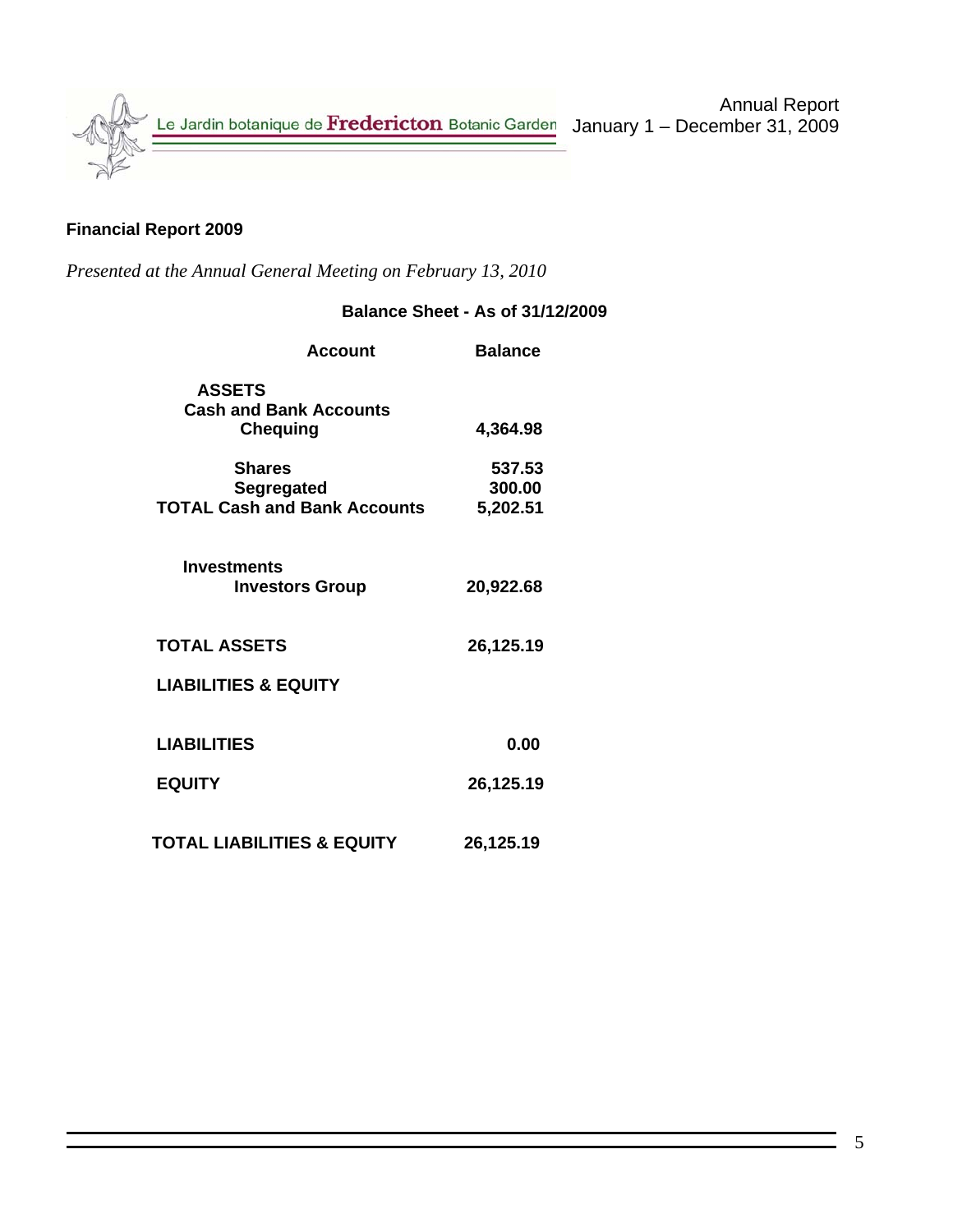## Financial Report 2009

*Presented at the Annual General Meeting on February 13, 2010*

**Balance Sheet - As of 31/12/2009**

| Account | Balance |
|---|---|
| **ASSETS** | |
| **Cash and Bank Accounts** | |
| **Chequing** | **4,364.98** |
| **Shares** | **537.53** |
| **Segregated** | **300.00** |
| **TOTAL Cash and Bank Accounts** | **5,202.51** |
| **Investments** | |
| **Investors Group** | **20,922.68** |
| **TOTAL ASSETS** | **26,125.19** |
| **LIABILITIES & EQUITY** | |
| **LIABILITIES** | **0.00** |
| **EQUITY** | **26,125.19** |
| **TOTAL LIABILITIES & EQUITY** | **26,125.19** |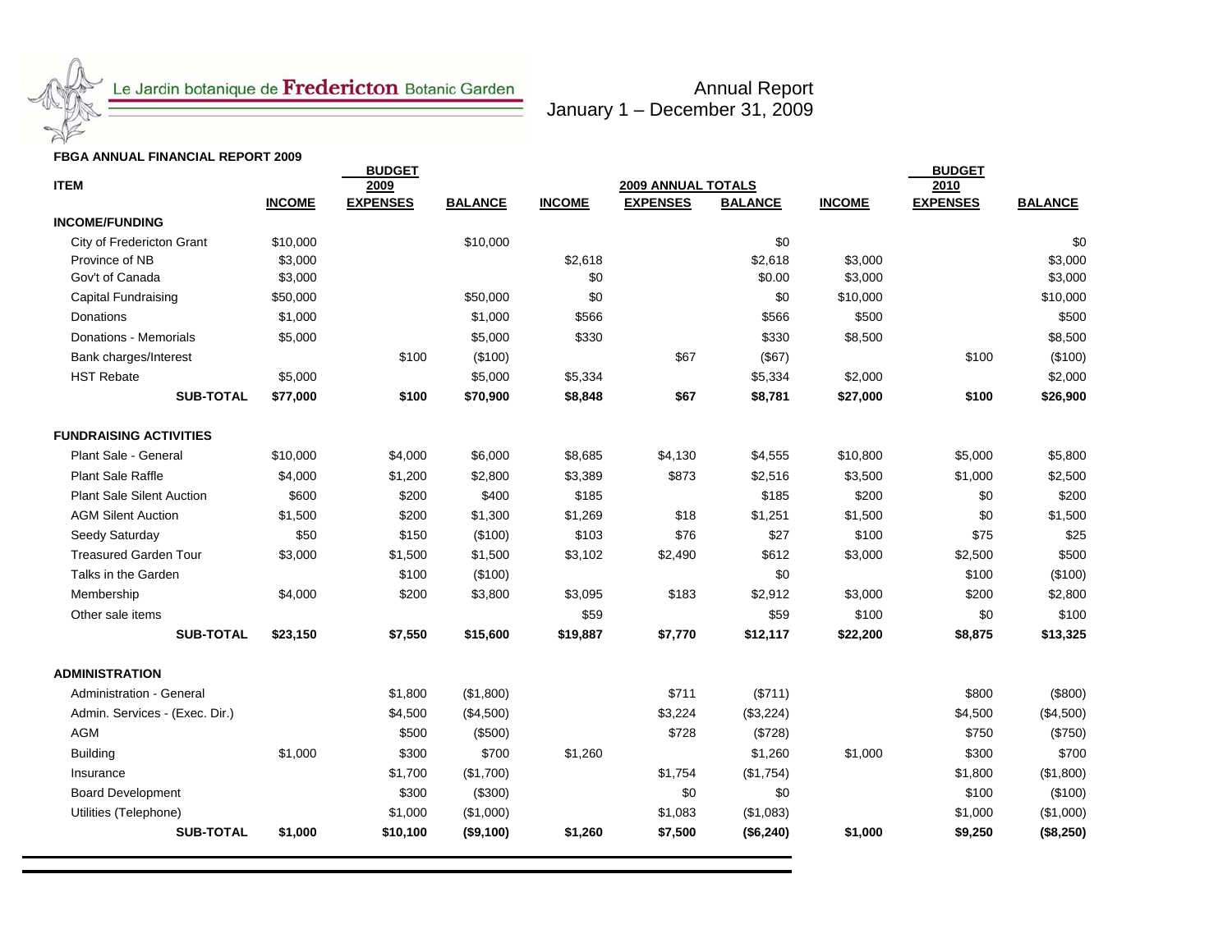Le Jardin botanique de Fredericton Botanic Garden

Annual Report
January 1 – December 31, 2009

**FBGA ANNUAL FINANCIAL REPORT 2009**

| ITEM | BUDGET 2009 | | | 2009 ANNUAL TOTALS | | | BUDGET 2010 | | |
|---|---|---|---|---|---|---|---|---|---|
| | INCOME | EXPENSES | BALANCE | INCOME | EXPENSES | BALANCE | INCOME | EXPENSES | BALANCE |
| **INCOME/FUNDING** | | | | | | | | | |
| City of Fredericton Grant | $10,000 | | $10,000 | | | $0 | | | $0 |
| Province of NB | $3,000 | | | $2,618 | | $2,618 | $3,000 | | $3,000 |
| Gov't of Canada | $3,000 | | | $0 | | $0.00 | $3,000 | | $3,000 |
| Capital Fundraising | $50,000 | | $50,000 | $0 | | $0 | $10,000 | | $10,000 |
| Donations | $1,000 | | $1,000 | $566 | | $566 | $500 | | $500 |
| Donations - Memorials | $5,000 | | $5,000 | $330 | | $330 | $8,500 | | $8,500 |
| Bank charges/Interest | | $100 | ($100) | | $67 | ($67) | | $100 | ($100) |
| HST Rebate | $5,000 | | $5,000 | $5,334 | | $5,334 | $2,000 | | $2,000 |
| **SUB-TOTAL** | **$77,000** | **$100** | **$70,900** | **$8,848** | **$67** | **$8,781** | **$27,000** | **$100** | **$26,900** |
| **FUNDRAISING ACTIVITIES** | | | | | | | | | |
| Plant Sale - General | $10,000 | $4,000 | $6,000 | $8,685 | $4,130 | $4,555 | $10,800 | $5,000 | $5,800 |
| Plant Sale Raffle | $4,000 | $1,200 | $2,800 | $3,389 | $873 | $2,516 | $3,500 | $1,000 | $2,500 |
| Plant Sale Silent Auction | $600 | $200 | $400 | $185 | | $185 | $200 | $0 | $200 |
| AGM Silent Auction | $1,500 | $200 | $1,300 | $1,269 | $18 | $1,251 | $1,500 | $0 | $1,500 |
| Seedy Saturday | $50 | $150 | ($100) | $103 | $76 | $27 | $100 | $75 | $25 |
| Treasured Garden Tour | $3,000 | $1,500 | $1,500 | $3,102 | $2,490 | $612 | $3,000 | $2,500 | $500 |
| Talks in the Garden | | $100 | ($100) | | | $0 | | $100 | ($100) |
| Membership | $4,000 | $200 | $3,800 | $3,095 | $183 | $2,912 | $3,000 | $200 | $2,800 |
| Other sale items | | | | $59 | | $59 | $100 | $0 | $100 |
| **SUB-TOTAL** | **$23,150** | **$7,550** | **$15,600** | **$19,887** | **$7,770** | **$12,117** | **$22,200** | **$8,875** | **$13,325** |
| **ADMINISTRATION** | | | | | | | | | |
| Administration - General | | $1,800 | ($1,800) | | $711 | ($711) | | $800 | ($800) |
| Admin. Services - (Exec. Dir.) | | $4,500 | ($4,500) | | $3,224 | ($3,224) | | $4,500 | ($4,500) |
| AGM | | $500 | ($500) | | $728 | ($728) | | $750 | ($750) |
| Building | $1,000 | $300 | $700 | $1,260 | | $1,260 | $1,000 | $300 | $700 |
| Insurance | | $1,700 | ($1,700) | | $1,754 | ($1,754) | | $1,800 | ($1,800) |
| Board Development | | $300 | ($300) | | $0 | $0 | | $100 | ($100) |
| Utilities (Telephone) | | $1,000 | ($1,000) | | $1,083 | ($1,083) | | $1,000 | ($1,000) |
| **SUB-TOTAL** | **$1,000** | **$10,100** | **($9,100)** | **$1,260** | **$7,500** | **($6,240)** | **$1,000** | **$9,250** | **($8,250)** |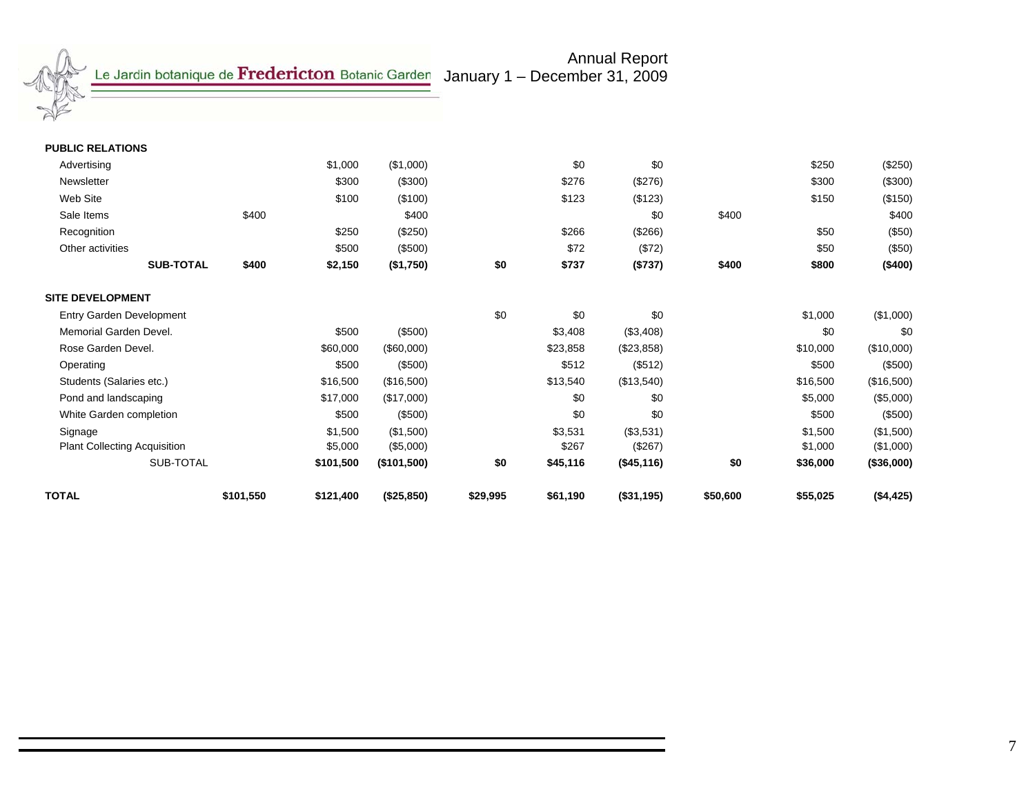Annual Report
January 1 – December 31, 2009

| | | | | | | | | | |
|---|---|---|---|---|---|---|---|---|---|
| **PUBLIC RELATIONS** | | | | | | | | | |
| Advertising | | $1,000 | ($1,000) | | $0 | $0 | | $250 | ($250) |
| Newsletter | | $300 | ($300) | | $276 | ($276) | | $300 | ($300) |
| Web Site | | $100 | ($100) | | $123 | ($123) | | $150 | ($150) |
| Sale Items | $400 | | $400 | | | $0 | $400 | | $400 |
| Recognition | | $250 | ($250) | | $266 | ($266) | | $50 | ($50) |
| Other activities | | $500 | ($500) | | $72 | ($72) | | $50 | ($50) |
| **SUB-TOTAL** | **$400** | **$2,150** | **($1,750)** | **$0** | **$737** | **($737)** | **$400** | **$800** | **($400)** |
| **SITE DEVELOPMENT** | | | | | | | | | |
| Entry Garden Development | | | | $0 | $0 | $0 | | $1,000 | ($1,000) |
| Memorial Garden Devel. | | $500 | ($500) | | $3,408 | ($3,408) | | $0 | $0 |
| Rose Garden Devel. | | $60,000 | ($60,000) | | $23,858 | ($23,858) | | $10,000 | ($10,000) |
| Operating | | $500 | ($500) | | $512 | ($512) | | $500 | ($500) |
| Students (Salaries etc.) | | $16,500 | ($16,500) | | $13,540 | ($13,540) | | $16,500 | ($16,500) |
| Pond and landscaping | | $17,000 | ($17,000) | | $0 | $0 | | $5,000 | ($5,000) |
| White Garden completion | | $500 | ($500) | | $0 | $0 | | $500 | ($500) |
| Signage | | $1,500 | ($1,500) | | $3,531 | ($3,531) | | $1,500 | ($1,500) |
| Plant Collecting Acquisition | | $5,000 | ($5,000) | | $267 | ($267) | | $1,000 | ($1,000) |
| SUB-TOTAL | | **$101,500** | **($101,500)** | **$0** | **$45,116** | **($45,116)** | **$0** | **$36,000** | **($36,000)** |
| **TOTAL** | **$101,550** | **$121,400** | **($25,850)** | **$29,995** | **$61,190** | **($31,195)** | **$50,600** | **$55,025** | **($4,425)** |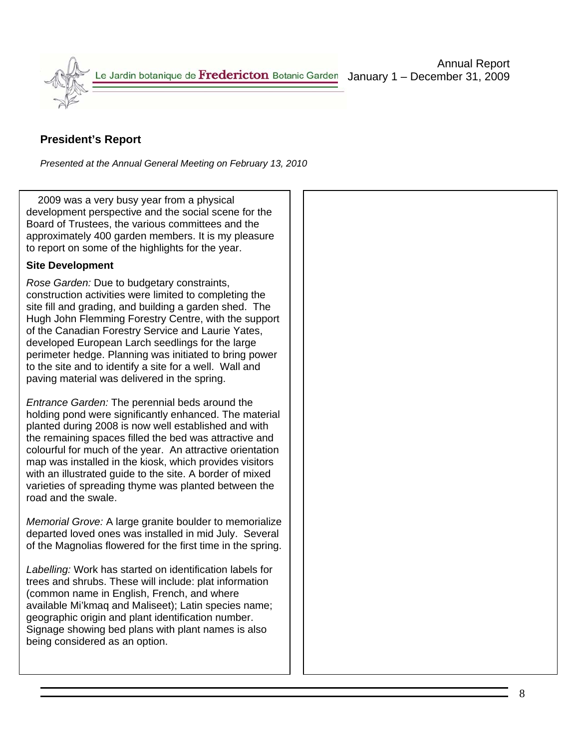## President's Report

*Presented at the Annual General Meeting on February 13, 2010*

2009 was a very busy year from a physical development perspective and the social scene for the Board of Trustees, the various committees and the approximately 400 garden members. It is my pleasure to report on some of the highlights for the year.

### Site Development

*Rose Garden:* Due to budgetary constraints, construction activities were limited to completing the site fill and grading, and building a garden shed. The Hugh John Flemming Forestry Centre, with the support of the Canadian Forestry Service and Laurie Yates, developed European Larch seedlings for the large perimeter hedge. Planning was initiated to bring power to the site and to identify a site for a well. Wall and paving material was delivered in the spring.

*Entrance Garden:* The perennial beds around the holding pond were significantly enhanced. The material planted during 2008 is now well established and with the remaining spaces filled the bed was attractive and colourful for much of the year. An attractive orientation map was installed in the kiosk, which provides visitors with an illustrated guide to the site. A border of mixed varieties of spreading thyme was planted between the road and the swale.

*Memorial Grove:* A large granite boulder to memorialize departed loved ones was installed in mid July. Several of the Magnolias flowered for the first time in the spring.

*Labelling:* Work has started on identification labels for trees and shrubs. These will include: plat information (common name in English, French, and where available Mi'kmaq and Maliseet); Latin species name; geographic origin and plant identification number. Signage showing bed plans with plant names is also being considered as an option.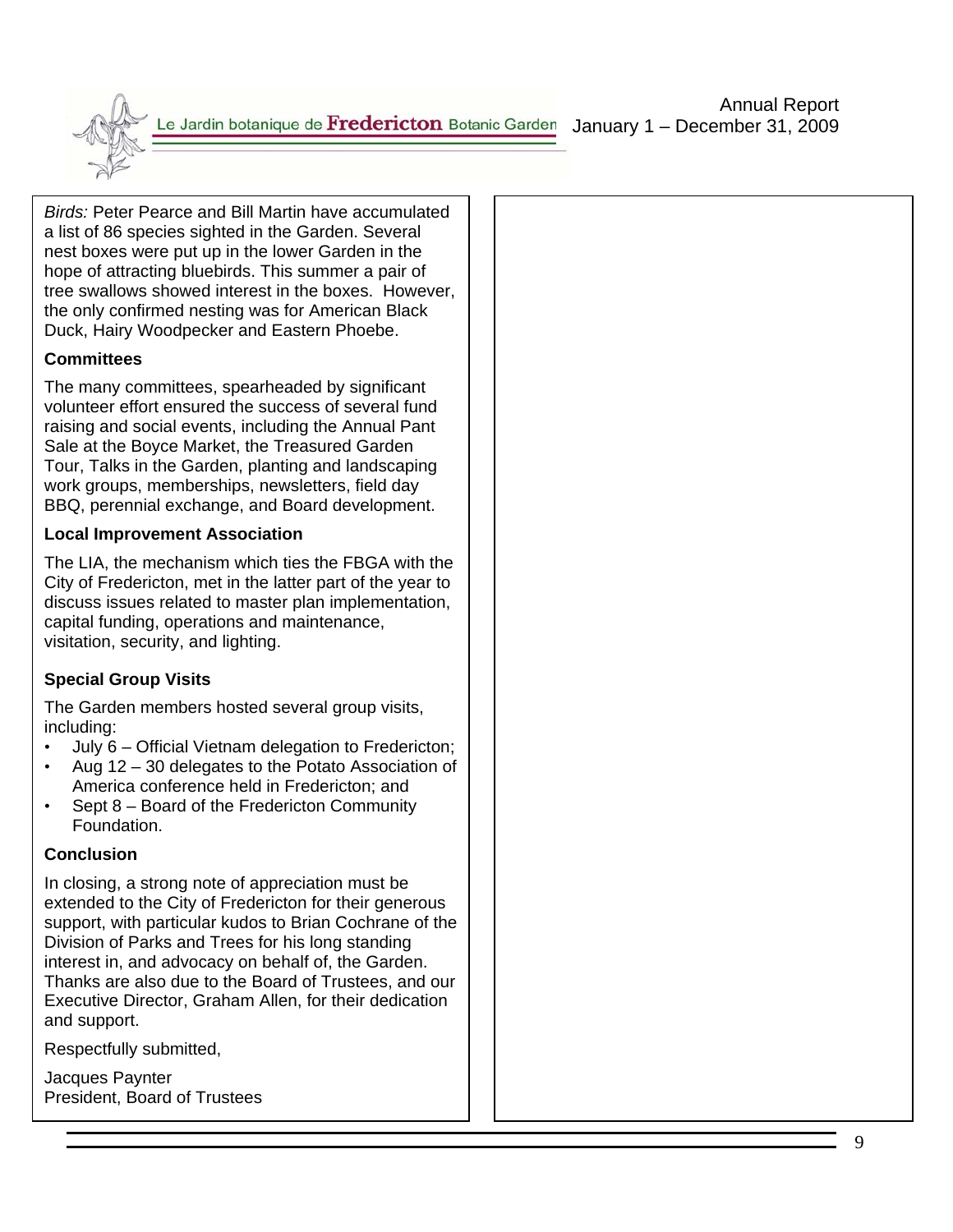*Birds:* Peter Pearce and Bill Martin have accumulated a list of 86 species sighted in the Garden. Several nest boxes were put up in the lower Garden in the hope of attracting bluebirds. This summer a pair of tree swallows showed interest in the boxes. However, the only confirmed nesting was for American Black Duck, Hairy Woodpecker and Eastern Phoebe.

**Committees**

The many committees, spearheaded by significant volunteer effort ensured the success of several fund raising and social events, including the Annual Pant Sale at the Boyce Market, the Treasured Garden Tour, Talks in the Garden, planting and landscaping work groups, memberships, newsletters, field day BBQ, perennial exchange, and Board development.

**Local Improvement Association**

The LIA, the mechanism which ties the FBGA with the City of Fredericton, met in the latter part of the year to discuss issues related to master plan implementation, capital funding, operations and maintenance, visitation, security, and lighting.

**Special Group Visits**

The Garden members hosted several group visits, including:

- July 6 – Official Vietnam delegation to Fredericton;
- Aug 12 – 30 delegates to the Potato Association of America conference held in Fredericton; and
- Sept 8 – Board of the Fredericton Community Foundation.

**Conclusion**

In closing, a strong note of appreciation must be extended to the City of Fredericton for their generous support, with particular kudos to Brian Cochrane of the Division of Parks and Trees for his long standing interest in, and advocacy on behalf of, the Garden. Thanks are also due to the Board of Trustees, and our Executive Director, Graham Allen, for their dedication and support.

Respectfully submitted,

Jacques Paynter
President, Board of Trustees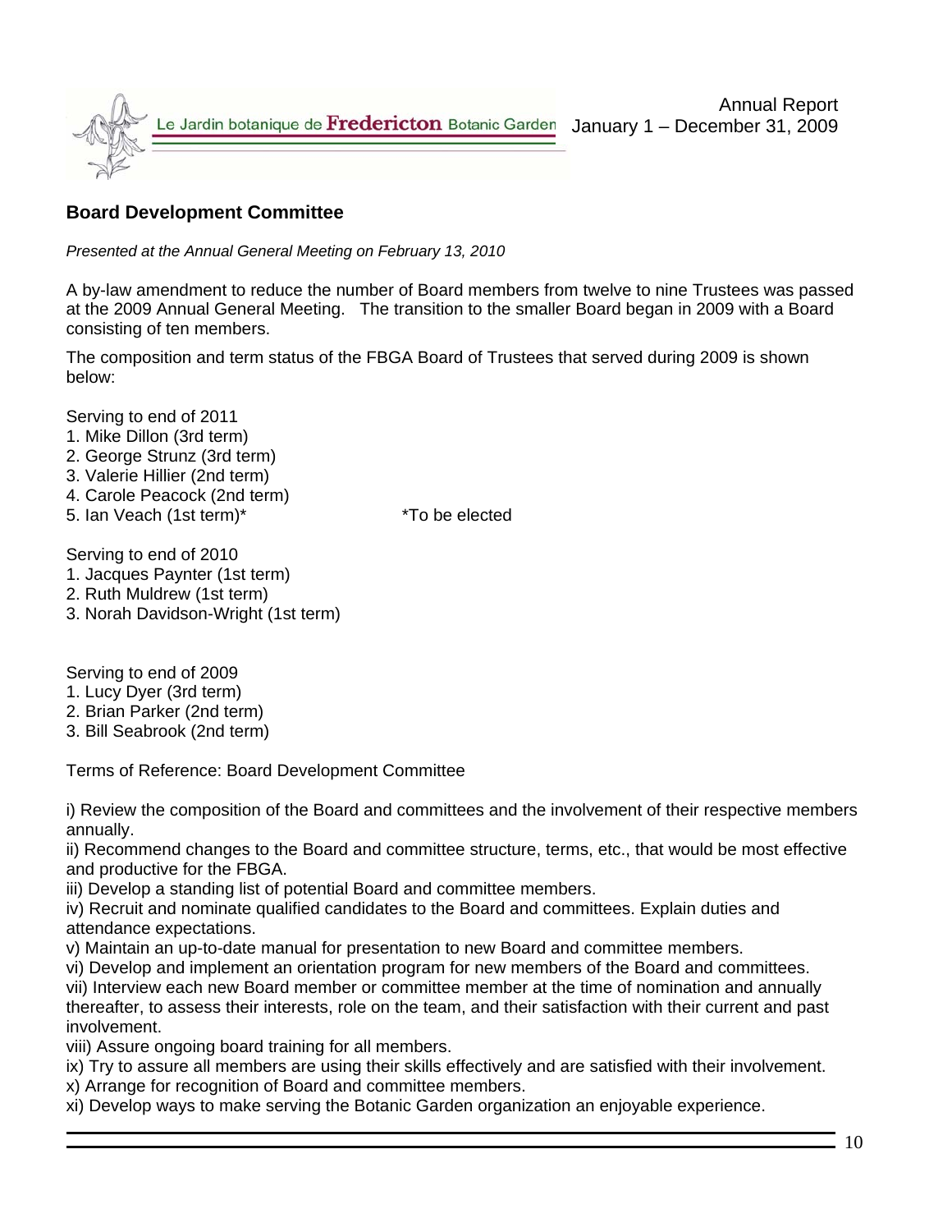## Board Development Committee

*Presented at the Annual General Meeting on February 13, 2010*

A by-law amendment to reduce the number of Board members from twelve to nine Trustees was passed at the 2009 Annual General Meeting. The transition to the smaller Board began in 2009 with a Board consisting of ten members.

The composition and term status of the FBGA Board of Trustees that served during 2009 is shown below:

Serving to end of 2011

1. Mike Dillon (3rd term)
2. George Strunz (3rd term)
3. Valerie Hillier (2nd term)
4. Carole Peacock (2nd term)
5. Ian Veach (1st term)* *To be elected

Serving to end of 2010

1. Jacques Paynter (1st term)
2. Ruth Muldrew (1st term)
3. Norah Davidson-Wright (1st term)

Serving to end of 2009

1. Lucy Dyer (3rd term)
2. Brian Parker (2nd term)
3. Bill Seabrook (2nd term)

Terms of Reference: Board Development Committee

i) Review the composition of the Board and committees and the involvement of their respective members annually.
ii) Recommend changes to the Board and committee structure, terms, etc., that would be most effective and productive for the FBGA.
iii) Develop a standing list of potential Board and committee members.
iv) Recruit and nominate qualified candidates to the Board and committees. Explain duties and attendance expectations.
v) Maintain an up-to-date manual for presentation to new Board and committee members.
vi) Develop and implement an orientation program for new members of the Board and committees.
vii) Interview each new Board member or committee member at the time of nomination and annually thereafter, to assess their interests, role on the team, and their satisfaction with their current and past involvement.
viii) Assure ongoing board training for all members.
ix) Try to assure all members are using their skills effectively and are satisfied with their involvement.
x) Arrange for recognition of Board and committee members.
xi) Develop ways to make serving the Botanic Garden organization an enjoyable experience.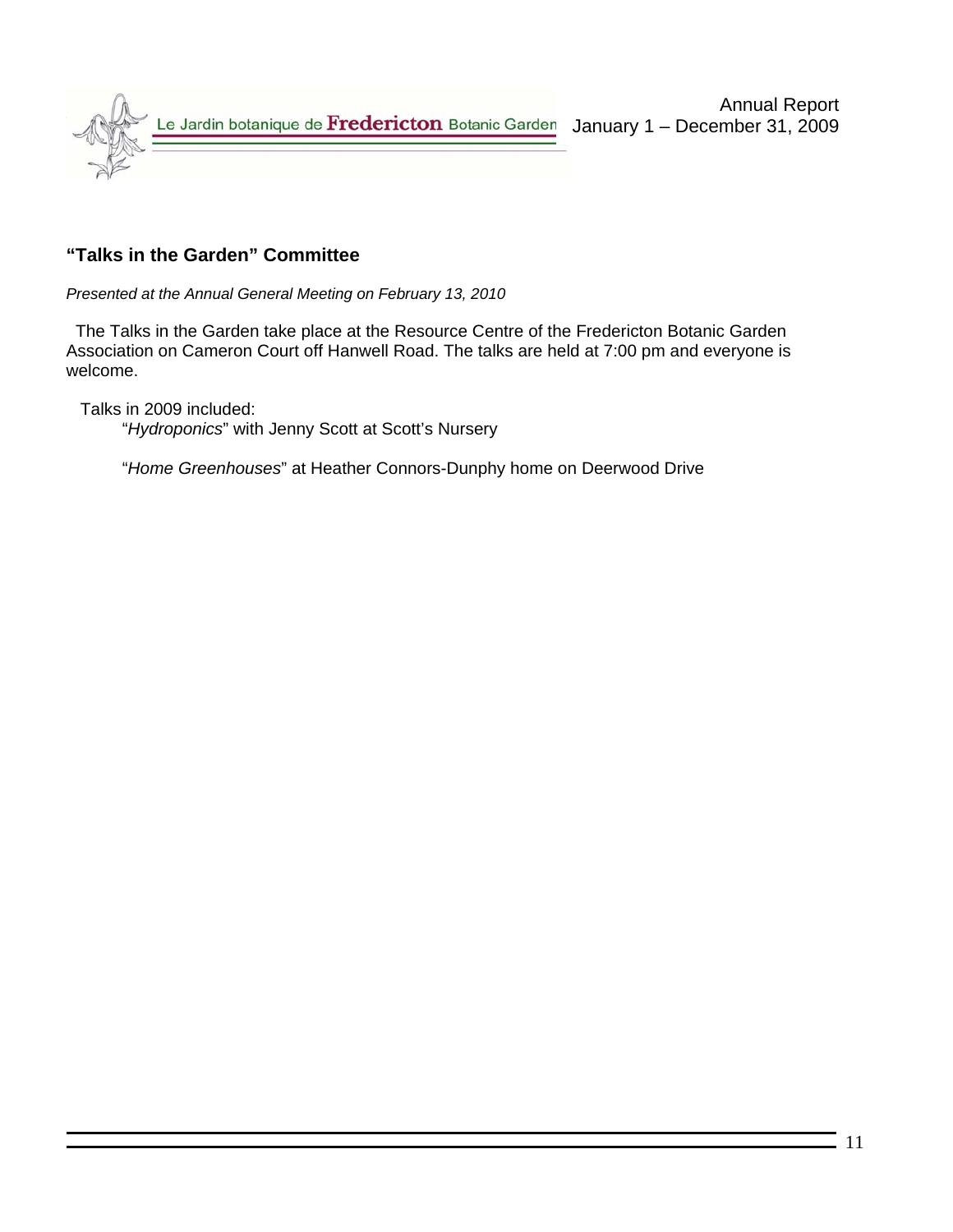## "Talks in the Garden" Committee

*Presented at the Annual General Meeting on February 13, 2010*

The Talks in the Garden take place at the Resource Centre of the Fredericton Botanic Garden Association on Cameron Court off Hanwell Road. The talks are held at 7:00 pm and everyone is welcome.

Talks in 2009 included:

"*Hydroponics*" with Jenny Scott at Scott's Nursery

"*Home Greenhouses*" at Heather Connors-Dunphy home on Deerwood Drive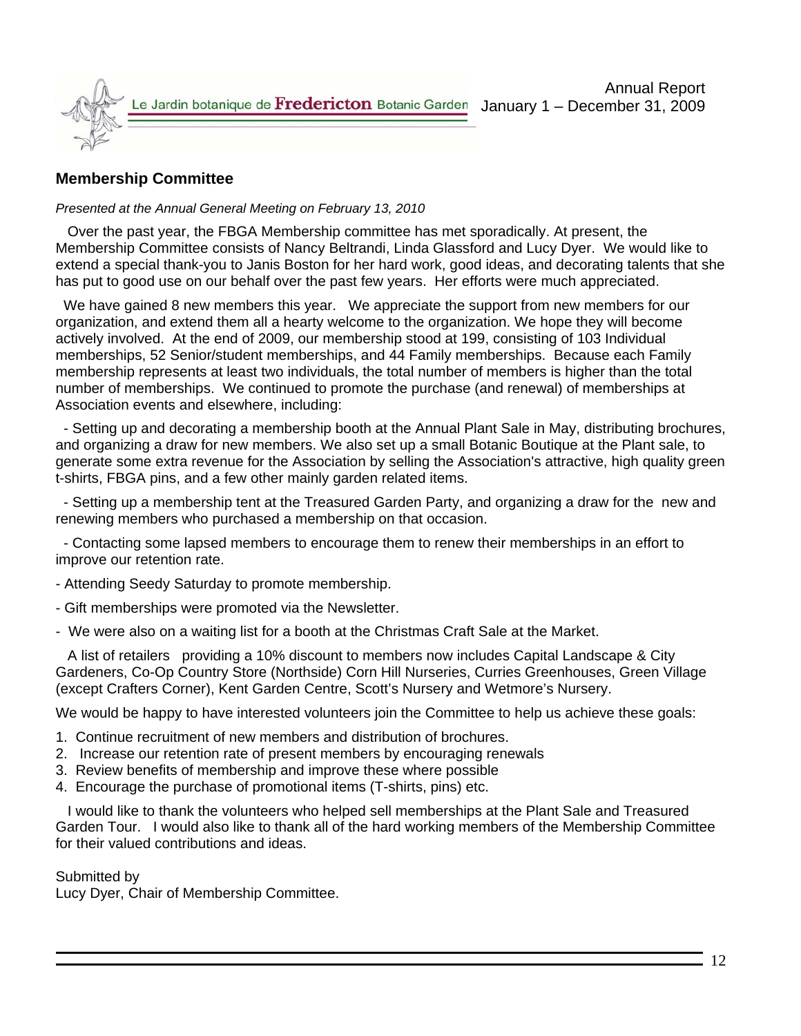## Membership Committee

*Presented at the Annual General Meeting on February 13, 2010*

Over the past year, the FBGA Membership committee has met sporadically. At present, the Membership Committee consists of Nancy Beltrandi, Linda Glassford and Lucy Dyer. We would like to extend a special thank-you to Janis Boston for her hard work, good ideas, and decorating talents that she has put to good use on our behalf over the past few years. Her efforts were much appreciated.

We have gained 8 new members this year. We appreciate the support from new members for our organization, and extend them all a hearty welcome to the organization. We hope they will become actively involved. At the end of 2009, our membership stood at 199, consisting of 103 Individual memberships, 52 Senior/student memberships, and 44 Family memberships. Because each Family membership represents at least two individuals, the total number of members is higher than the total number of memberships. We continued to promote the purchase (and renewal) of memberships at Association events and elsewhere, including:

- Setting up and decorating a membership booth at the Annual Plant Sale in May, distributing brochures, and organizing a draw for new members. We also set up a small Botanic Boutique at the Plant sale, to generate some extra revenue for the Association by selling the Association's attractive, high quality green t-shirts, FBGA pins, and a few other mainly garden related items.
- Setting up a membership tent at the Treasured Garden Party, and organizing a draw for the new and renewing members who purchased a membership on that occasion.
- Contacting some lapsed members to encourage them to renew their memberships in an effort to improve our retention rate.
- Attending Seedy Saturday to promote membership.
- Gift memberships were promoted via the Newsletter.
- We were also on a waiting list for a booth at the Christmas Craft Sale at the Market.

A list of retailers providing a 10% discount to members now includes Capital Landscape & City Gardeners, Co-Op Country Store (Northside) Corn Hill Nurseries, Curries Greenhouses, Green Village (except Crafters Corner), Kent Garden Centre, Scott's Nursery and Wetmore's Nursery.

We would be happy to have interested volunteers join the Committee to help us achieve these goals:

1. Continue recruitment of new members and distribution of brochures.
2. Increase our retention rate of present members by encouraging renewals
3. Review benefits of membership and improve these where possible
4. Encourage the purchase of promotional items (T-shirts, pins) etc.

I would like to thank the volunteers who helped sell memberships at the Plant Sale and Treasured Garden Tour. I would also like to thank all of the hard working members of the Membership Committee for their valued contributions and ideas.

Submitted by
Lucy Dyer, Chair of Membership Committee.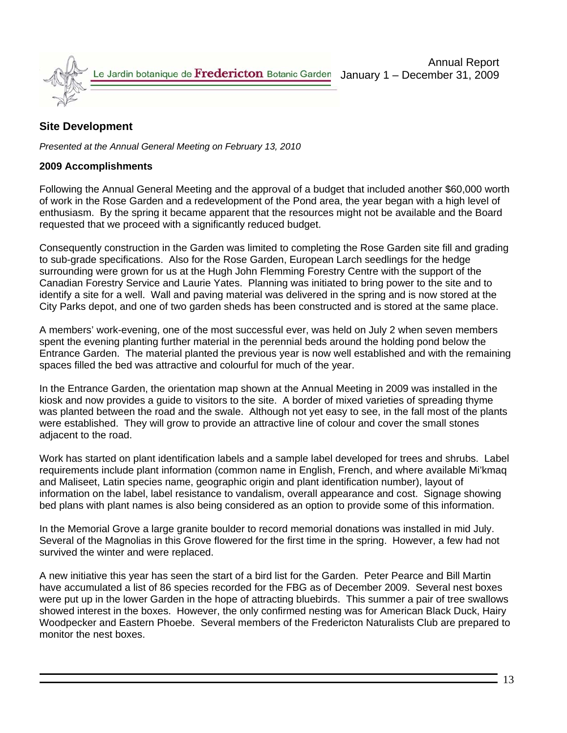## Site Development

*Presented at the Annual General Meeting on February 13, 2010*

**2009 Accomplishments**

Following the Annual General Meeting and the approval of a budget that included another $60,000 worth of work in the Rose Garden and a redevelopment of the Pond area, the year began with a high level of enthusiasm. By the spring it became apparent that the resources might not be available and the Board requested that we proceed with a significantly reduced budget.

Consequently construction in the Garden was limited to completing the Rose Garden site fill and grading to sub-grade specifications. Also for the Rose Garden, European Larch seedlings for the hedge surrounding were grown for us at the Hugh John Flemming Forestry Centre with the support of the Canadian Forestry Service and Laurie Yates. Planning was initiated to bring power to the site and to identify a site for a well. Wall and paving material was delivered in the spring and is now stored at the City Parks depot, and one of two garden sheds has been constructed and is stored at the same place.

A members' work-evening, one of the most successful ever, was held on July 2 when seven members spent the evening planting further material in the perennial beds around the holding pond below the Entrance Garden. The material planted the previous year is now well established and with the remaining spaces filled the bed was attractive and colourful for much of the year.

In the Entrance Garden, the orientation map shown at the Annual Meeting in 2009 was installed in the kiosk and now provides a guide to visitors to the site. A border of mixed varieties of spreading thyme was planted between the road and the swale. Although not yet easy to see, in the fall most of the plants were established. They will grow to provide an attractive line of colour and cover the small stones adjacent to the road.

Work has started on plant identification labels and a sample label developed for trees and shrubs. Label requirements include plant information (common name in English, French, and where available Mi'kmaq and Maliseet, Latin species name, geographic origin and plant identification number), layout of information on the label, label resistance to vandalism, overall appearance and cost. Signage showing bed plans with plant names is also being considered as an option to provide some of this information.

In the Memorial Grove a large granite boulder to record memorial donations was installed in mid July. Several of the Magnolias in this Grove flowered for the first time in the spring. However, a few had not survived the winter and were replaced.

A new initiative this year has seen the start of a bird list for the Garden. Peter Pearce and Bill Martin have accumulated a list of 86 species recorded for the FBG as of December 2009. Several nest boxes were put up in the lower Garden in the hope of attracting bluebirds. This summer a pair of tree swallows showed interest in the boxes. However, the only confirmed nesting was for American Black Duck, Hairy Woodpecker and Eastern Phoebe. Several members of the Fredericton Naturalists Club are prepared to monitor the nest boxes.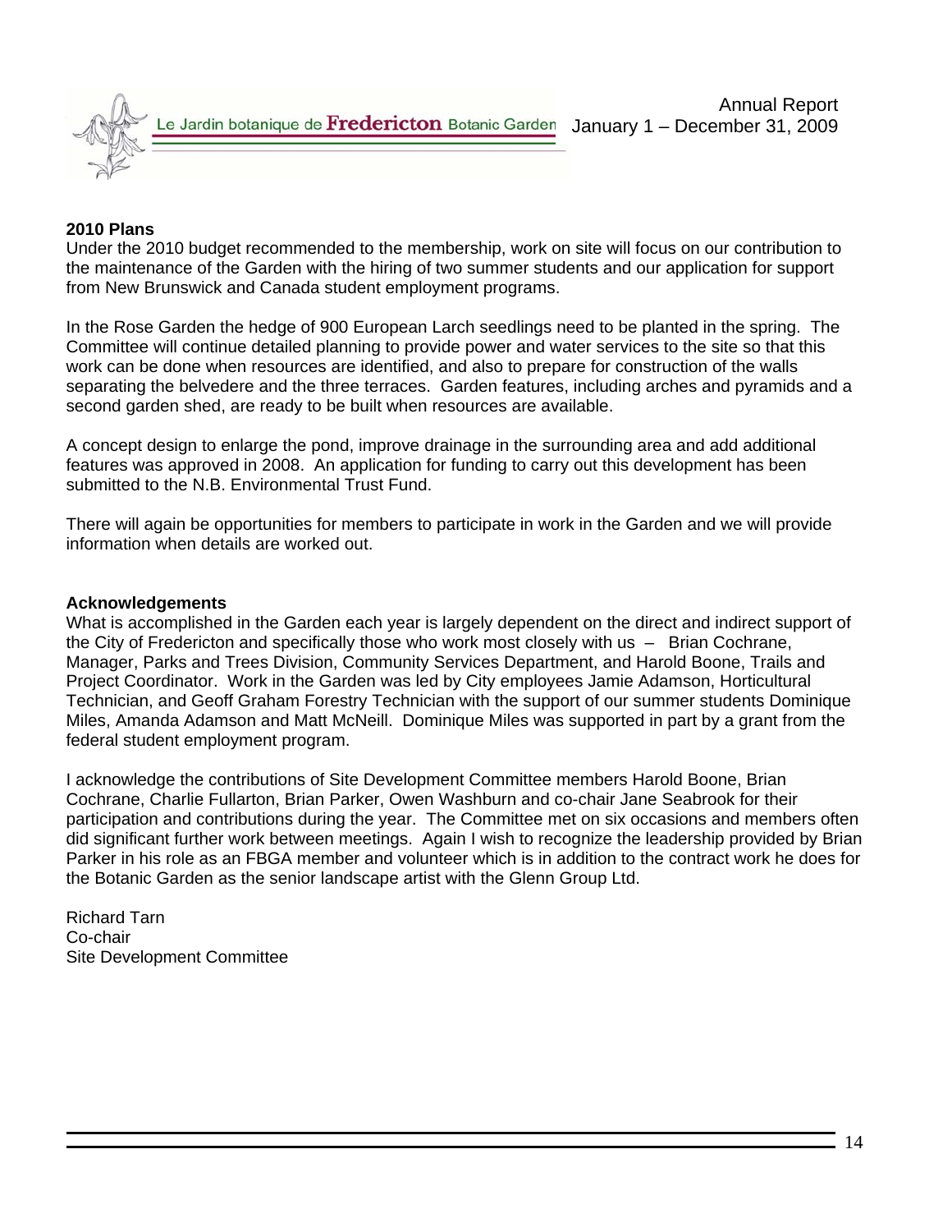### 2010 Plans

Under the 2010 budget recommended to the membership, work on site will focus on our contribution to the maintenance of the Garden with the hiring of two summer students and our application for support from New Brunswick and Canada student employment programs.

In the Rose Garden the hedge of 900 European Larch seedlings need to be planted in the spring. The Committee will continue detailed planning to provide power and water services to the site so that this work can be done when resources are identified, and also to prepare for construction of the walls separating the belvedere and the three terraces. Garden features, including arches and pyramids and a second garden shed, are ready to be built when resources are available.

A concept design to enlarge the pond, improve drainage in the surrounding area and add additional features was approved in 2008. An application for funding to carry out this development has been submitted to the N.B. Environmental Trust Fund.

There will again be opportunities for members to participate in work in the Garden and we will provide information when details are worked out.

### Acknowledgements

What is accomplished in the Garden each year is largely dependent on the direct and indirect support of the City of Fredericton and specifically those who work most closely with us – Brian Cochrane, Manager, Parks and Trees Division, Community Services Department, and Harold Boone, Trails and Project Coordinator. Work in the Garden was led by City employees Jamie Adamson, Horticultural Technician, and Geoff Graham Forestry Technician with the support of our summer students Dominique Miles, Amanda Adamson and Matt McNeill. Dominique Miles was supported in part by a grant from the federal student employment program.

I acknowledge the contributions of Site Development Committee members Harold Boone, Brian Cochrane, Charlie Fullarton, Brian Parker, Owen Washburn and co-chair Jane Seabrook for their participation and contributions during the year. The Committee met on six occasions and members often did significant further work between meetings. Again I wish to recognize the leadership provided by Brian Parker in his role as an FBGA member and volunteer which is in addition to the contract work he does for the Botanic Garden as the senior landscape artist with the Glenn Group Ltd.

Richard Tarn
Co-chair
Site Development Committee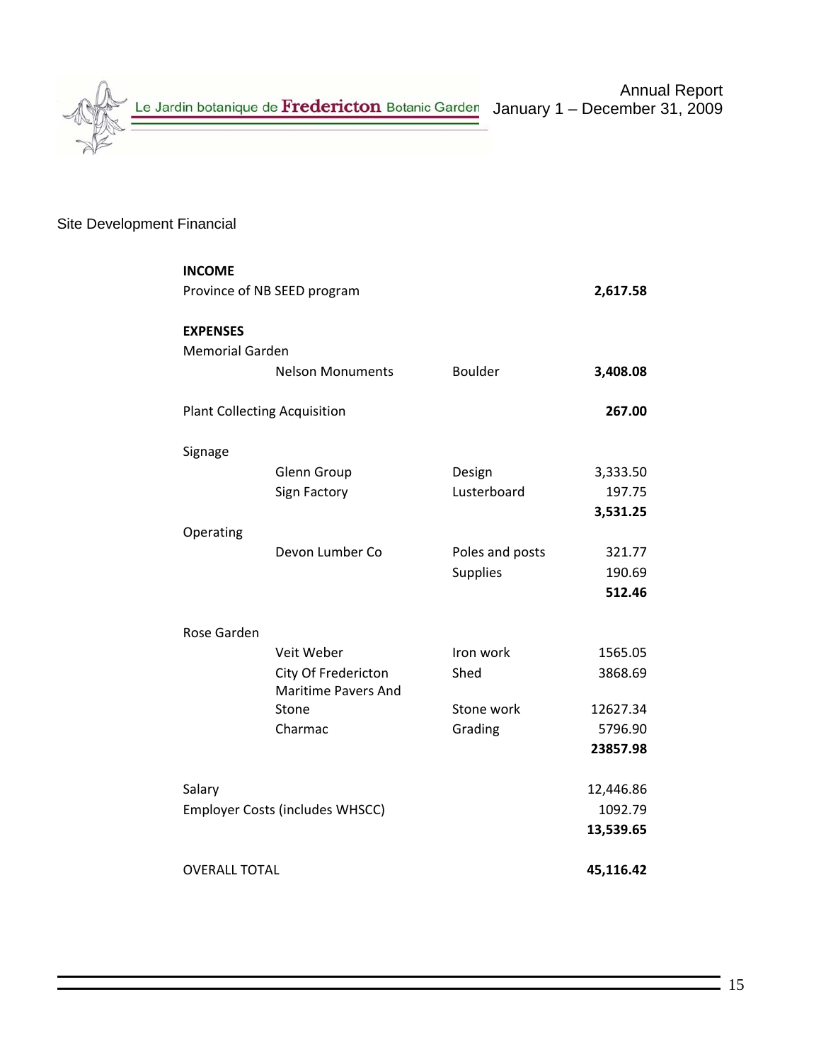## Site Development Financial

| | | | |
|---|---|---|---|
| **INCOME** | | | |
| Province of NB SEED program | | | **2,617.58** |
| | | | |
| **EXPENSES** | | | |
| Memorial Garden | | | |
| | Nelson Monuments | Boulder | **3,408.08** |
| | | | |
| Plant Collecting Acquisition | | | **267.00** |
| | | | |
| Signage | | | |
| | Glenn Group | Design | 3,333.50 |
| | Sign Factory | Lusterboard | 197.75 |
| | | | **3,531.25** |
| Operating | | | |
| | Devon Lumber Co | Poles and posts | 321.77 |
| | | Supplies | 190.69 |
| | | | **512.46** |
| | | | |
| Rose Garden | | | |
| | Veit Weber | Iron work | 1565.05 |
| | City Of Fredericton | Shed | 3868.69 |
| | Maritime Pavers And Stone | Stone work | 12627.34 |
| | Charmac | Grading | 5796.90 |
| | | | **23857.98** |
| | | | |
| Salary | | | 12,446.86 |
| Employer Costs (includes WHSCC) | | | 1092.79 |
| | | | **13,539.65** |
| | | | |
| OVERALL TOTAL | | | **45,116.42** |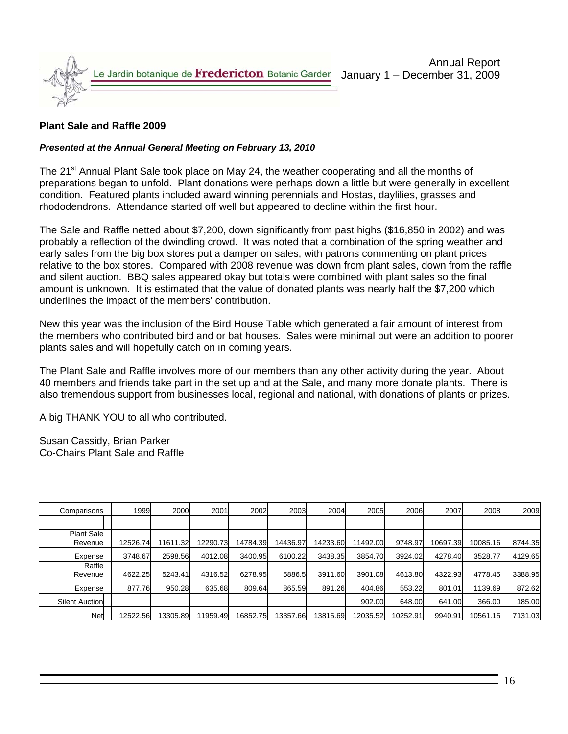Annual Report
January 1 – December 31, 2009

**Plant Sale and Raffle 2009**

***Presented at the Annual General Meeting on February 13, 2010***

The 21st Annual Plant Sale took place on May 24, the weather cooperating and all the months of preparations began to unfold. Plant donations were perhaps down a little but were generally in excellent condition. Featured plants included award winning perennials and Hostas, daylilies, grasses and rhododendrons. Attendance started off well but appeared to decline within the first hour.

The Sale and Raffle netted about $7,200, down significantly from past highs ($16,850 in 2002) and was probably a reflection of the dwindling crowd. It was noted that a combination of the spring weather and early sales from the big box stores put a damper on sales, with patrons commenting on plant prices relative to the box stores. Compared with 2008 revenue was down from plant sales, down from the raffle and silent auction. BBQ sales appeared okay but totals were combined with plant sales so the final amount is unknown. It is estimated that the value of donated plants was nearly half the $7,200 which underlines the impact of the members' contribution.

New this year was the inclusion of the Bird House Table which generated a fair amount of interest from the members who contributed bird and or bat houses. Sales were minimal but were an addition to poorer plants sales and will hopefully catch on in coming years.

The Plant Sale and Raffle involves more of our members than any other activity during the year. About 40 members and friends take part in the set up and at the Sale, and many more donate plants. There is also tremendous support from businesses local, regional and national, with donations of plants or prizes.

A big THANK YOU to all who contributed.

Susan Cassidy, Brian Parker
Co-Chairs Plant Sale and Raffle

| Comparisons | 1999 | 2000 | 2001 | 2002 | 2003 | 2004 | 2005 | 2006 | 2007 | 2008 | 2009 |
|---|---|---|---|---|---|---|---|---|---|---|---|
| | | | | | | | | | | | |
| Plant Sale Revenue | 12526.74 | 11611.32 | 12290.73 | 14784.39 | 14436.97 | 14233.60 | 11492.00 | 9748.97 | 10697.39 | 10085.16 | 8744.35 |
| Expense | 3748.67 | 2598.56 | 4012.08 | 3400.95 | 6100.22 | 3438.35 | 3854.70 | 3924.02 | 4278.40 | 3528.77 | 4129.65 |
| Raffle Revenue | 4622.25 | 5243.41 | 4316.52 | 6278.95 | 5886.5 | 3911.60 | 3901.08 | 4613.80 | 4322.93 | 4778.45 | 3388.95 |
| Expense | 877.76 | 950.28 | 635.68 | 809.64 | 865.59 | 891.26 | 404.86 | 553.22 | 801.01 | 1139.69 | 872.62 |
| Silent Auction | | | | | | | 902.00 | 648.00 | 641.00 | 366.00 | 185.00 |
| Net | 12522.56 | 13305.89 | 11959.49 | 16852.75 | 13357.66 | 13815.69 | 12035.52 | 10252.91 | 9940.91 | 10561.15 | 7131.03 |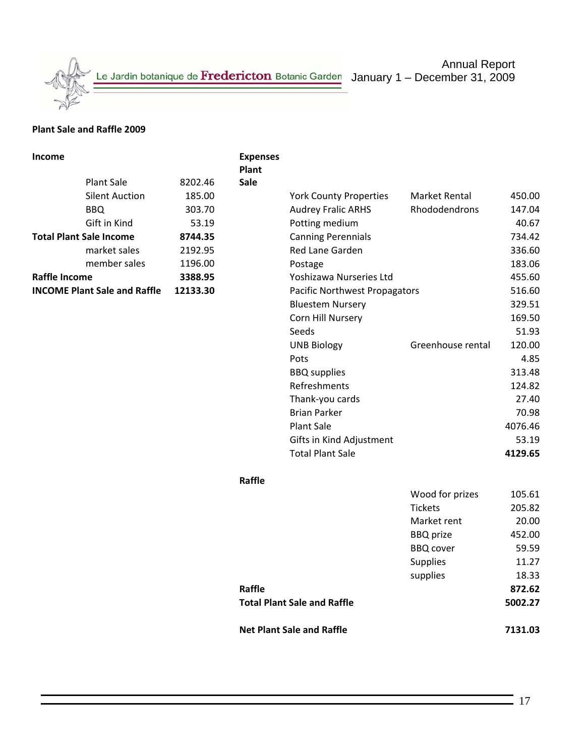Annual Report
January 1 – December 31, 2009

## Plant Sale and Raffle 2009

### Income

| | | |
|---|---|---|
| | Plant Sale | 8202.46 |
| | Silent Auction | 185.00 |
| | BBQ | 303.70 |
| | Gift in Kind | 53.19 |
| **Total Plant Sale Income** | | **8744.35** |
| | market sales | 2192.95 |
| | member sales | 1196.00 |
| **Raffle Income** | | **3388.95** |
| **INCOME Plant Sale and Raffle** | | **12133.30** |

### Expenses

| | | | |
|---|---|---|---|
| **Plant Sale** | | | |
| | York County Properties | Market Rental | 450.00 |
| | Audrey Fralic ARHS | Rhododendrons | 147.04 |
| | Potting medium | | 40.67 |
| | Canning Perennials | | 734.42 |
| | Red Lane Garden | | 336.60 |
| | Postage | | 183.06 |
| | Yoshizawa Nurseries Ltd | | 455.60 |
| | Pacific Northwest Propagators | | 516.60 |
| | Bluestem Nursery | | 329.51 |
| | Corn Hill Nursery | | 169.50 |
| | Seeds | | 51.93 |
| | UNB Biology | Greenhouse rental | 120.00 |
| | Pots | | 4.85 |
| | BBQ supplies | | 313.48 |
| | Refreshments | | 124.82 |
| | Thank-you cards | | 27.40 |
| | Brian Parker | | 70.98 |
| | Plant Sale | | 4076.46 |
| | Gifts in Kind Adjustment | | 53.19 |
| | Total Plant Sale | | **4129.65** |
| **Raffle** | | | |
| | | Wood for prizes | 105.61 |
| | | Tickets | 205.82 |
| | | Market rent | 20.00 |
| | | BBQ prize | 452.00 |
| | | BBQ cover | 59.59 |
| | | Supplies | 11.27 |
| | | supplies | 18.33 |
| **Raffle** | | | **872.62** |
| **Total Plant Sale and Raffle** | | | **5002.27** |
| **Net Plant Sale and Raffle** | | | **7131.03** |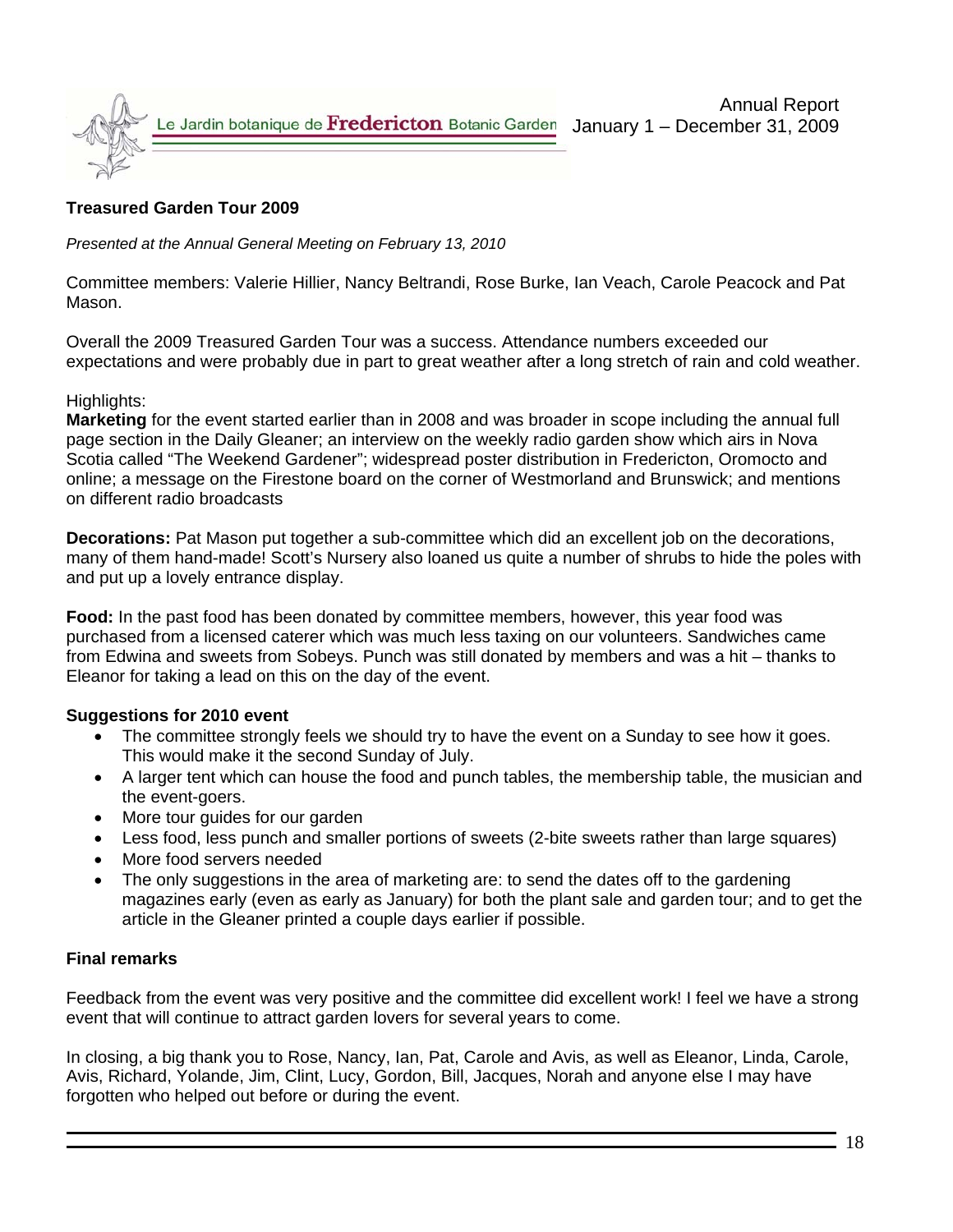## Treasured Garden Tour 2009

*Presented at the Annual General Meeting on February 13, 2010*

Committee members: Valerie Hillier, Nancy Beltrandi, Rose Burke, Ian Veach, Carole Peacock and Pat Mason.

Overall the 2009 Treasured Garden Tour was a success. Attendance numbers exceeded our expectations and were probably due in part to great weather after a long stretch of rain and cold weather.

Highlights:

**Marketing** for the event started earlier than in 2008 and was broader in scope including the annual full page section in the Daily Gleaner; an interview on the weekly radio garden show which airs in Nova Scotia called "The Weekend Gardener"; widespread poster distribution in Fredericton, Oromocto and online; a message on the Firestone board on the corner of Westmorland and Brunswick; and mentions on different radio broadcasts

**Decorations:** Pat Mason put together a sub-committee which did an excellent job on the decorations, many of them hand-made! Scott's Nursery also loaned us quite a number of shrubs to hide the poles with and put up a lovely entrance display.

**Food:** In the past food has been donated by committee members, however, this year food was purchased from a licensed caterer which was much less taxing on our volunteers. Sandwiches came from Edwina and sweets from Sobeys. Punch was still donated by members and was a hit – thanks to Eleanor for taking a lead on this on the day of the event.

### Suggestions for 2010 event

- The committee strongly feels we should try to have the event on a Sunday to see how it goes. This would make it the second Sunday of July.
- A larger tent which can house the food and punch tables, the membership table, the musician and the event-goers.
- More tour guides for our garden
- Less food, less punch and smaller portions of sweets (2-bite sweets rather than large squares)
- More food servers needed
- The only suggestions in the area of marketing are: to send the dates off to the gardening magazines early (even as early as January) for both the plant sale and garden tour; and to get the article in the Gleaner printed a couple days earlier if possible.

### Final remarks

Feedback from the event was very positive and the committee did excellent work! I feel we have a strong event that will continue to attract garden lovers for several years to come.

In closing, a big thank you to Rose, Nancy, Ian, Pat, Carole and Avis, as well as Eleanor, Linda, Carole, Avis, Richard, Yolande, Jim, Clint, Lucy, Gordon, Bill, Jacques, Norah and anyone else I may have forgotten who helped out before or during the event.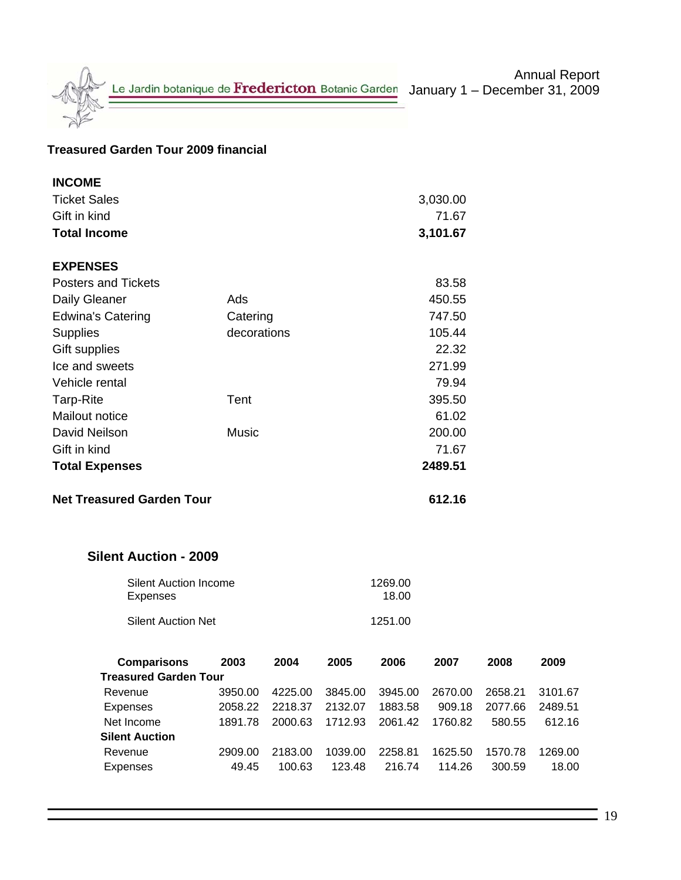## Treasured Garden Tour 2009 financial

| | | |
|---|---|---|
| **INCOME** | | |
| Ticket Sales | | 3,030.00 |
| Gift in kind | | 71.67 |
| **Total Income** | | **3,101.67** |
| | | |
| **EXPENSES** | | |
| Posters and Tickets | | 83.58 |
| Daily Gleaner | Ads | 450.55 |
| Edwina's Catering | Catering | 747.50 |
| Supplies | decorations | 105.44 |
| Gift supplies | | 22.32 |
| Ice and sweets | | 271.99 |
| Vehicle rental | | 79.94 |
| Tarp-Rite | Tent | 395.50 |
| Mailout notice | | 61.02 |
| David Neilson | Music | 200.00 |
| Gift in kind | | 71.67 |
| **Total Expenses** | | **2489.51** |
| | | |
| **Net Treasured Garden Tour** | | **612.16** |

## Silent Auction - 2009

| | |
|---|---|
| Silent Auction Income | 1269.00 |
| Expenses | 18.00 |
| Silent Auction Net | 1251.00 |

| Comparisons | 2003 | 2004 | 2005 | 2006 | 2007 | 2008 | 2009 |
|---|---|---|---|---|---|---|---|
| **Treasured Garden Tour** | | | | | | | |
| Revenue | 3950.00 | 4225.00 | 3845.00 | 3945.00 | 2670.00 | 2658.21 | 3101.67 |
| Expenses | 2058.22 | 2218.37 | 2132.07 | 1883.58 | 909.18 | 2077.66 | 2489.51 |
| Net Income | 1891.78 | 2000.63 | 1712.93 | 2061.42 | 1760.82 | 580.55 | 612.16 |
| **Silent Auction** | | | | | | | |
| Revenue | 2909.00 | 2183.00 | 1039.00 | 2258.81 | 1625.50 | 1570.78 | 1269.00 |
| Expenses | 49.45 | 100.63 | 123.48 | 216.74 | 114.26 | 300.59 | 18.00 |